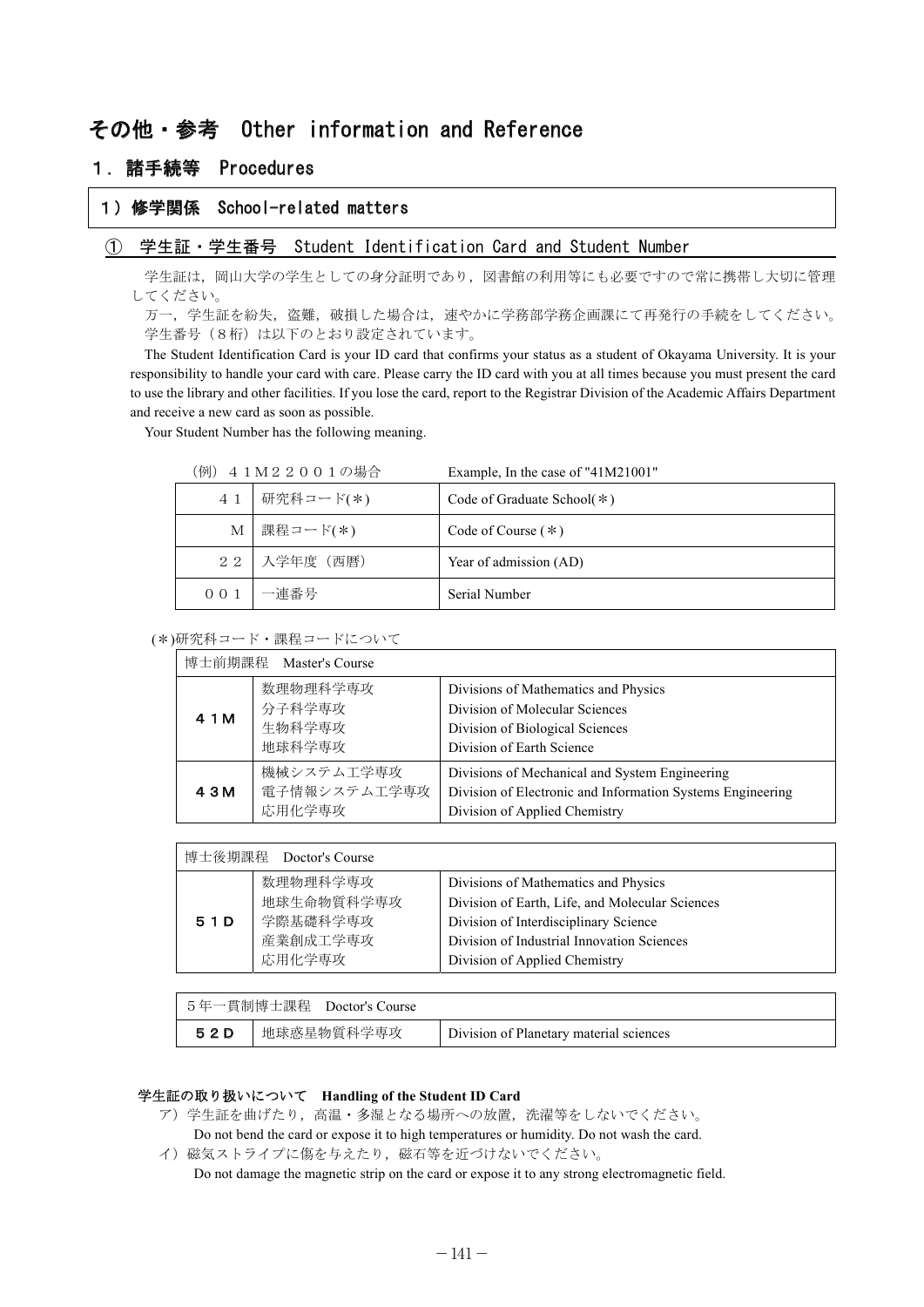# その他・参考　Other information and Reference

## １．諸手続等　Procedures

### １）修学関係　School-related matters

#### ①　学生証・学生番号　Student Identification Card and Student Number

学生証は，岡山大学の学生としての身分証明であり，図書館の利用等にも必要ですので常に携帯し大切に管理してください。

万一，学生証を紛失，盗難，破損した場合は，速やかに学務部学務企画課にて再発行の手続をしてください。

学生番号（８桁）は以下のとおり設定されています。

The Student Identification Card is your ID card that confirms your status as a student of Okayama University. It is your responsibility to handle your card with care. Please carry the ID card with you at all times because you must present the card to use the library and other facilities. If you lose the card, report to the Registrar Division of the Academic Affairs Department and receive a new card as soon as possible.

Your Student Number has the following meaning.

| （例）４１Ｍ２２００１の場合 | | Example, In the case of "41M21001" |
|---|---|---|
| ４１ | 研究科コード(＊) | Code of Graduate School(＊) |
| Ｍ | 課程コード(＊) | Code of Course (＊) |
| ２２ | 入学年度（西暦） | Year of admission (AD) |
| ００１ | 一連番号 | Serial Number |

(＊)研究科コード・課程コードについて

| 博士前期課程　Master's Course | | |
|---|---|---|
| ４１Ｍ | 数理物理科学専攻<br>分子科学専攻<br>生物科学専攻<br>地球科学専攻 | Divisions of Mathematics and Physics<br>Division of Molecular Sciences<br>Division of Biological Sciences<br>Division of Earth Science |
| ４３Ｍ | 機械システム工学専攻<br>電子情報システム工学専攻<br>応用化学専攻 | Divisions of Mechanical and System Engineering<br>Division of Electronic and Information Systems Engineering<br>Division of Applied Chemistry |

| 博士後期課程　Doctor's Course | | |
|---|---|---|
| ５１Ｄ | 数理物理科学専攻<br>地球生命物質科学専攻<br>学際基礎科学専攻<br>産業創成工学専攻<br>応用化学専攻 | Divisions of Mathematics and Physics<br>Division of Earth, Life, and Molecular Sciences<br>Division of Interdisciplinary Science<br>Division of Industrial Innovation Sciences<br>Division of Applied Chemistry |

| ５年一貫制博士課程　Doctor's Course | | |
|---|---|---|
| ５２Ｄ | 地球惑星物質科学専攻 | Division of Planetary material sciences |

**学生証の取り扱いについて　Handling of the Student ID Card**

ア）学生証を曲げたり，高温・多湿となる場所への放置，洗濯等をしないでください。
　　Do not bend the card or expose it to high temperatures or humidity. Do not wash the card.

イ）磁気ストライプに傷を与えたり，磁石等を近づけないでください。
　　Do not damage the magnetic strip on the card or expose it to any strong electromagnetic field.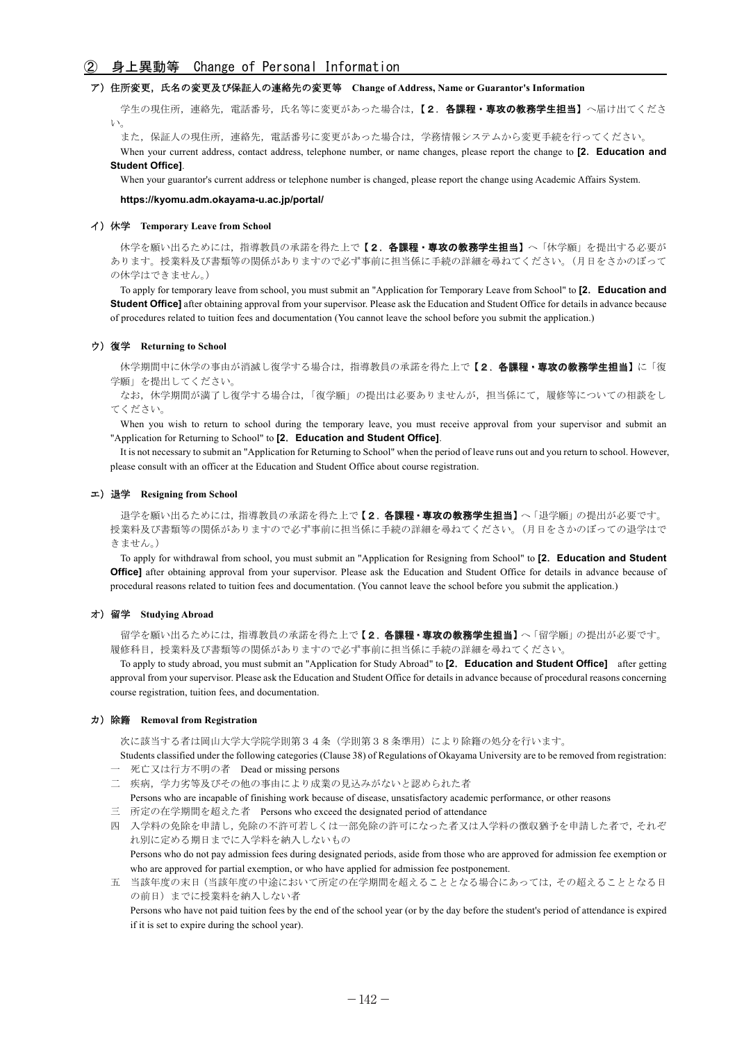## ② 身上異動等　Change of Personal Information

### ア）住所変更，氏名の変更及び保証人の連絡先の変更等　Change of Address, Name or Guarantor's Information

学生の現住所，連絡先，電話番号，氏名等に変更があった場合は，**【２．各課程・専攻の教務学生担当】**へ届け出てください。

また，保証人の現住所，連絡先，電話番号に変更があった場合は，学務情報システムから変更手続を行ってください。

When your current address, contact address, telephone number, or name changes, please report the change to **[2. Education and Student Office]**.

When your guarantor's current address or telephone number is changed, please report the change using Academic Affairs System.

**https://kyomu.adm.okayama-u.ac.jp/portal/**

### イ）休学　Temporary Leave from School

休学を願い出るためには，指導教員の承諾を得た上で**【２．各課程・専攻の教務学生担当】**へ「休学願」を提出する必要があります。授業料及び書類等の関係がありますので必ず事前に担当係に手続の詳細を尋ねてください。（月日をさかのぼっての休学はできません。）

To apply for temporary leave from school, you must submit an "Application for Temporary Leave from School" to **[2. Education and Student Office]** after obtaining approval from your supervisor. Please ask the Education and Student Office for details in advance because of procedures related to tuition fees and documentation (You cannot leave the school before you submit the application.)

### ウ）復学　Returning to School

休学期間中に休学の事由が消滅し復学する場合は，指導教員の承諾を得た上で**【２．各課程・専攻の教務学生担当】**に「復学願」を提出してください。

なお，休学期間が満了し復学する場合は，「復学願」の提出は必要ありませんが，担当係にて，履修等についての相談をしてください。

When you wish to return to school during the temporary leave, you must receive approval from your supervisor and submit an "Application for Returning to School" to **[2. Education and Student Office]**.

It is not necessary to submit an "Application for Returning to School" when the period of leave runs out and you return to school. However, please consult with an officer at the Education and Student Office about course registration.

### エ）退学　Resigning from School

退学を願い出るためには，指導教員の承諾を得た上で**【２．各課程・専攻の教務学生担当】**へ「退学願」の提出が必要です。授業料及び書類等の関係がありますので必ず事前に担当係に手続の詳細を尋ねてください。（月日をさかのぼっての退学はできません。）

To apply for withdrawal from school, you must submit an "Application for Resigning from School" to **[2. Education and Student Office]** after obtaining approval from your supervisor. Please ask the Education and Student Office for details in advance because of procedural reasons related to tuition fees and documentation. (You cannot leave the school before you submit the application.)

### オ）留学　Studying Abroad

留学を願い出るためには，指導教員の承諾を得た上で**【２．各課程・専攻の教務学生担当】**へ「留学願」の提出が必要です。履修科目，授業料及び書類等の関係がありますので必ず事前に担当係に手続の詳細を尋ねてください。

To apply to study abroad, you must submit an "Application for Study Abroad" to **[2. Education and Student Office]** after getting approval from your supervisor. Please ask the Education and Student Office for details in advance because of procedural reasons concerning course registration, tuition fees, and documentation.

### カ）除籍　Removal from Registration

次に該当する者は岡山大学大学院学則第３４条（学則第３８条準用）により除籍の処分を行います。

Students classified under the following categories (Clause 38) of Regulations of Okayama University are to be removed from registration:

一　死亡又は行方不明の者　Dead or missing persons

二　疾病，学力劣等及びその他の事由により成業の見込みがないと認められた者
Persons who are incapable of finishing work because of disease, unsatisfactory academic performance, or other reasons

三　所定の在学期間を超えた者　Persons who exceed the designated period of attendance

四　入学料の免除を申請し，免除の不許可若しくは一部免除の許可になった者又は入学料の徴収猶予を申請した者で，それぞれ別に定める期日までに入学料を納入しないもの
Persons who do not pay admission fees during designated periods, aside from those who are approved for admission fee exemption or who are approved for partial exemption, or who have applied for admission fee postponement.

五　当該年度の末日（当該年度の中途において所定の在学期間を超えることとなる場合にあっては，その超えることとなる日の前日）までに授業料を納入しない者
Persons who have not paid tuition fees by the end of the school year (or by the day before the student's period of attendance is expired if it is set to expire during the school year).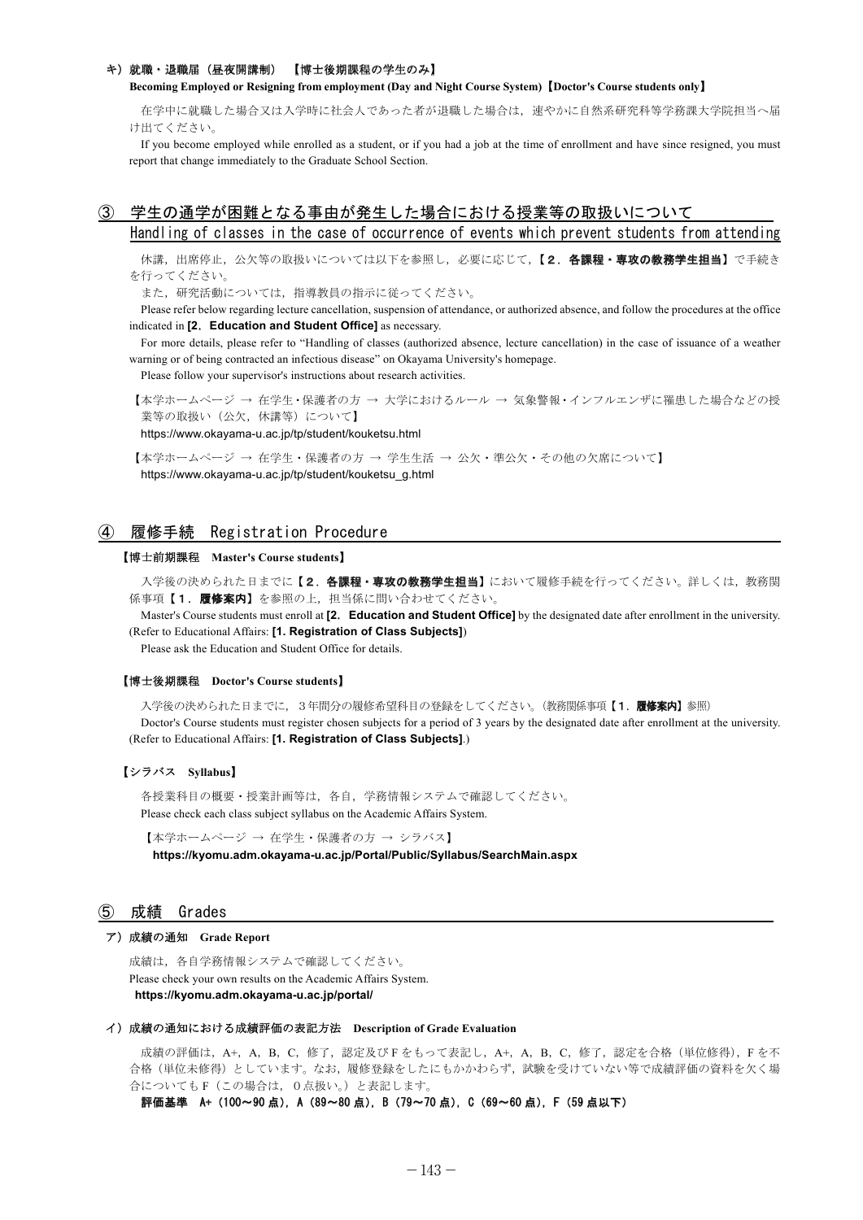#### キ）就職・退職届（昼夜開講制）　【博士後期課程の学生のみ】

**Becoming Employed or Resigning from employment (Day and Night Course System)【Doctor's Course students only】**

在学中に就職した場合又は入学時に社会人であった者が退職した場合は，速やかに自然系研究科等学務課大学院担当へ届け出てください。

If you become employed while enrolled as a student, or if you had a job at the time of enrollment and have since resigned, you must report that change immediately to the Graduate School Section.

## ③　学生の通学が困難となる事由が発生した場合における授業等の取扱いについて
## Handling of classes in the case of occurrence of events which prevent students from attending

休講，出席停止，公欠等の取扱いについては以下を参照し，必要に応じて，**【２．各課程・専攻の教務学生担当】**で手続きを行ってください。

また，研究活動については，指導教員の指示に従ってください。

Please refer below regarding lecture cancellation, suspension of attendance, or authorized absence, and follow the procedures at the office indicated in **[2．Education and Student Office]** as necessary.

For more details, please refer to "Handling of classes (authorized absence, lecture cancellation) in the case of issuance of a weather warning or of being contracted an infectious disease" on Okayama University's homepage.

Please follow your supervisor's instructions about research activities.

【本学ホームページ → 在学生・保護者の方 → 大学におけるルール → 気象警報・インフルエンザに罹患した場合などの授業等の取扱い（公欠，休講等）について】
https://www.okayama-u.ac.jp/tp/student/kouketsu.html

【本学ホームページ → 在学生・保護者の方 → 学生生活 → 公欠・準公欠・その他の欠席について】
https://www.okayama-u.ac.jp/tp/student/kouketsu_g.html

## ④　履修手続　Registration Procedure

**【博士前期課程　Master's Course students】**

入学後の決められた日までに**【２．各課程・専攻の教務学生担当】**において履修手続を行ってください。詳しくは，教務関係事項**【１．履修案内】**を参照の上，担当係に問い合わせてください。

Master's Course students must enroll at **[2．Education and Student Office]** by the designated date after enrollment in the university. (Refer to Educational Affairs: **[1. Registration of Class Subjects]**)

Please ask the Education and Student Office for details.

**【博士後期課程　Doctor's Course students】**

入学後の決められた日までに，３年間分の履修希望科目の登録をしてください。（教務関係事項**【１．履修案内】**参照）

Doctor's Course students must register chosen subjects for a period of 3 years by the designated date after enrollment at the university. (Refer to Educational Affairs: **[1. Registration of Class Subjects]**.)

**【シラバス　Syllabus】**

各授業科目の概要・授業計画等は，各自，学務情報システムで確認してください。

Please check each class subject syllabus on the Academic Affairs System.

【本学ホームページ → 在学生・保護者の方 → シラバス】
**https://kyomu.adm.okayama-u.ac.jp/Portal/Public/Syllabus/SearchMain.aspx**

## ⑤　成績　Grades

#### ア）成績の通知　Grade Report

成績は，各自学務情報システムで確認してください。

Please check your own results on the Academic Affairs System.

**https://kyomu.adm.okayama-u.ac.jp/portal/**

#### イ）成績の通知における成績評価の表記方法　Description of Grade Evaluation

成績の評価は，A+，A，B，C，修了，認定及びＦをもって表記し，A+，A，B，C，修了，認定を合格（単位修得），Ｆを不合格（単位未修得）としています。なお，履修登録をしたにもかかわらず，試験を受けていない等で成績評価の資料を欠く場合についてもＦ（この場合は，０点扱い。）と表記します。

**評価基準　A+（100～90 点），A（89～80 点），B（79～70 点），C（69～60 点），F（59 点以下）**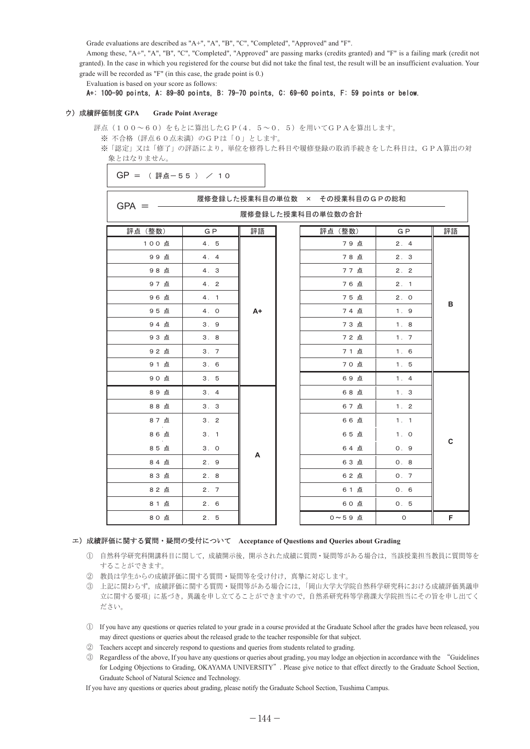Grade evaluations are described as "A+", "A", "B", "C", "Completed", "Approved" and "F".

Among these, "A+", "A", "B", "C", "Completed", "Approved" are passing marks (credits granted) and "F" is a failing mark (credit not granted). In the case in which you registered for the course but did not take the final test, the result will be an insufficient evaluation. Your grade will be recorded as "F" (in this case, the grade point is 0.)

Evaluation is based on your score as follows:

**A+: 100-90 points, A: 89-80 points, B: 79-70 points, C: 69-60 points, F: 59 points or below.**

### ウ）成績評価制度 GPA　Grade Point Average

評点（１００～６０）をもとに算出したＧＰ（４．５～０．５）を用いてＧＰＡを算出します。

※ 不合格（評点６０点未満）のＧＰは「０」とします。

※「認定」又は「修了」の評語により，単位を修得した科目や履修登録の取消手続きをした科目は，ＧＰＡ算出の対象とはなりません。

GP ＝ （ 評点－５５ ） ／ １０

$$GPA = \frac{履修登録した授業科目の単位数 \times その授業科目のＧＰの総和}{履修登録した授業科目の単位数の合計}$$

| 評点（整数） | ＧＰ | 評語 | 評点（整数） | ＧＰ | 評語 |
|---|---|---|---|---|---|
| １００点 | ４．５ | A+ | ７９点 | ２．４ | B |
| ９９点 | ４．４ | | ７８点 | ２．３ | |
| ９８点 | ４．３ | | ７７点 | ２．２ | |
| ９７点 | ４．２ | | ７６点 | ２．１ | |
| ９６点 | ４．１ | | ７５点 | ２．０ | |
| ９５点 | ４．０ | | ７４点 | １．９ | |
| ９４点 | ３．９ | | ７３点 | １．８ | |
| ９３点 | ３．８ | | ７２点 | １．７ | |
| ９２点 | ３．７ | | ７１点 | １．６ | |
| ９１点 | ３．６ | | ７０点 | １．５ | |
| ９０点 | ３．５ | | ６９点 | １．４ | C |
| ８９点 | ３．４ | A | ６８点 | １．３ | |
| ８８点 | ３．３ | | ６７点 | １．２ | |
| ８７点 | ３．２ | | ６６点 | １．１ | |
| ８６点 | ３．１ | | ６５点 | １．０ | |
| ８５点 | ３．０ | | ６４点 | ０．９ | |
| ８４点 | ２．９ | | ６３点 | ０．８ | |
| ８３点 | ２．８ | | ６２点 | ０．７ | |
| ８２点 | ２．７ | | ６１点 | ０．６ | |
| ８１点 | ２．６ | | ６０点 | ０．５ | |
| ８０点 | ２．５ | | ０～５９点 | ０ | F |

### エ）成績評価に関する質問・疑問の受付について　Acceptance of Questions and Queries about Grading

① 自然科学研究科開講科目に関して，成績開示後，開示された成績に質問・疑問等がある場合は，当該授業担当教員に質問等をすることができます。

② 教員は学生からの成績評価に関する質問・疑問等を受け付け，真摯に対応します。

③ 上記に関わらず，成績評価に関する質問・疑問等がある場合には，「岡山大学大学院自然科学研究科における成績評価異議申立に関する要項」に基づき，異議を申し立てることができますので，自然系研究科等学務課大学院担当にその旨を申し出てください。

① If you have any questions or queries related to your grade in a course provided at the Graduate School after the grades have been released, you may direct questions or queries about the released grade to the teacher responsible for that subject.

② Teachers accept and sincerely respond to questions and queries from students related to grading.

③ Regardless of the above, If you have any questions or queries about grading, you may lodge an objection in accordance with the "Guidelines for Lodging Objections to Grading, OKAYAMA UNIVERSITY". Please give notice to that effect directly to the Graduate School Section, Graduate School of Natural Science and Technology.

If you have any questions or queries about grading, please notify the Graduate School Section, Tsushima Campus.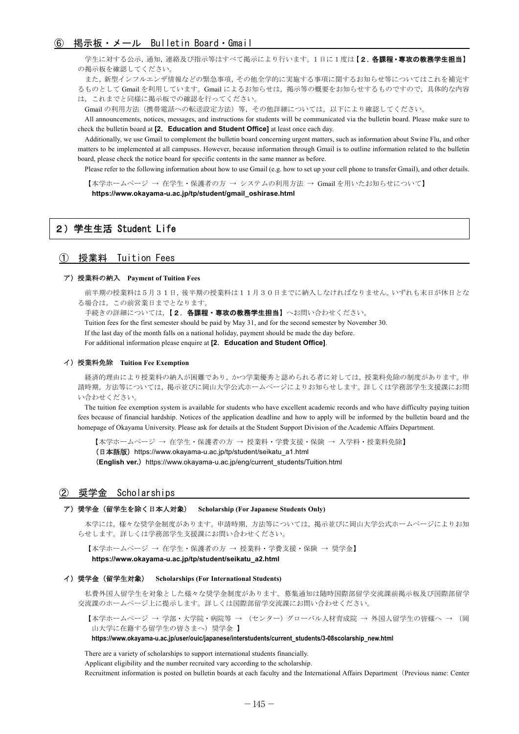### ⑥ 掲示板・メール　Bulletin Board・Gmail

学生に対する公示，通知，連絡及び指示等はすべて掲示により行います。１日に１度は**【２．各課程・専攻の教務学生担当】**の掲示板を確認してください。

また，新型インフルエンザ情報などの緊急事項，その他全学的に実施する事項に関するお知らせ等についてはこれを補完するものとして Gmail を利用しています。Gmail によるお知らせは，掲示等の概要をお知らせするものですので，具体的な内容は，これまでと同様に掲示板での確認を行ってください。

Gmail の利用方法（携帯電話への転送設定方法）等，その他詳細については，以下により確認してください。

All announcements, notices, messages, and instructions for students will be communicated via the bulletin board. Please make sure to check the bulletin board at **[2．Education and Student Office]** at least once each day.

Additionally, we use Gmail to complement the bulletin board concerning urgent matters, such as information about Swine Flu, and other matters to be implemented at all campuses. However, because information through Gmail is to outline information related to the bulletin board, please check the notice board for specific contents in the same manner as before.

Please refer to the following information about how to use Gmail (e.g. how to set up your cell phone to transfer Gmail), and other details.

【本学ホームページ → 在学生・保護者の方 → システムの利用方法 → Gmail を用いたお知らせについて】
**https://www.okayama-u.ac.jp/tp/student/gmail_oshirase.html**

## 2）学生生活 Student Life

### ① 授業料　Tuition Fees

#### ア）授業料の納入　Payment of Tuition Fees

前半期の授業料は５月３１日，後半期の授業料は１１月３０日までに納入しなければなりません。いずれも末日が休日となる場合は，この前営業日までとなります。

手続きの詳細については，**【２．各課程・専攻の教務学生担当】**へお問い合わせください。

Tuition fees for the first semester should be paid by May 31, and for the second semester by November 30.

If the last day of the month falls on a national holiday, payment should be made the day before.

For additional information please enquire at **[2．Education and Student Office]**.

#### イ）授業料免除　Tuition Fee Exemption

経済的理由により授業料の納入が困難であり，かつ学業優秀と認められる者に対しては，授業料免除の制度があります。申請時期，方法等については，掲示並びに岡山大学公式ホームページによりお知らせします。詳しくは学務部学生支援課にお問い合わせください。

The tuition fee exemption system is available for students who have excellent academic records and who have difficulty paying tuition fees because of financial hardship. Notices of the application deadline and how to apply will be informed by the bulletin board and the homepage of Okayama University. Please ask for details at the Student Support Division of the Academic Affairs Department.

【本学ホームページ → 在学生・保護者の方 → 授業料・学費支援・保険 → 入学料・授業料免除】
**（日本語版）**https://www.okayama-u.ac.jp/tp/student/seikatu_a1.html
**（English ver.）**https://www.okayama-u.ac.jp/eng/current_students/Tuition.html

### ② 奨学金　Scholarships

#### ア）奨学金（留学生を除く日本人対象）　Scholarship (For Japanese Students Only)

本学には，様々な奨学金制度があります。申請時期，方法等については，掲示並びに岡山大学公式ホームページによりお知らせします。詳しくは学務部学生支援課にお問い合わせください。

【本学ホームページ → 在学生・保護者の方 → 授業料・学費支援・保険 → 奨学金】
**https://www.okayama-u.ac.jp/tp/student/seikatu_a2.html**

#### イ）奨学金（留学生対象）　Scholarships (For International Students)

私費外国人留学生を対象とした様々な奨学金制度があります。募集通知は随時国際部留学交流課前掲示板及び国際部留学交流課のホームページ上に提示します。詳しくは国際部留学交流課にお問い合わせください。

【本学ホームページ → 学部・大学院・病院等 → （センター）グローバル人材育成院 → 外国人留学生の皆様へ → （岡山大学に在籍する留学生の皆さまへ）奨学金 】
**https://www.okayama-u.ac.jp/user/ouic/japanese/interstudents/current_students/3-08scolarship_new.html**

There are a variety of scholarships to support international students financially.

Applicant eligibility and the number recruited vary according to the scholarship.

Recruitment information is posted on bulletin boards at each faculty and the International Affairs Department（Previous name: Center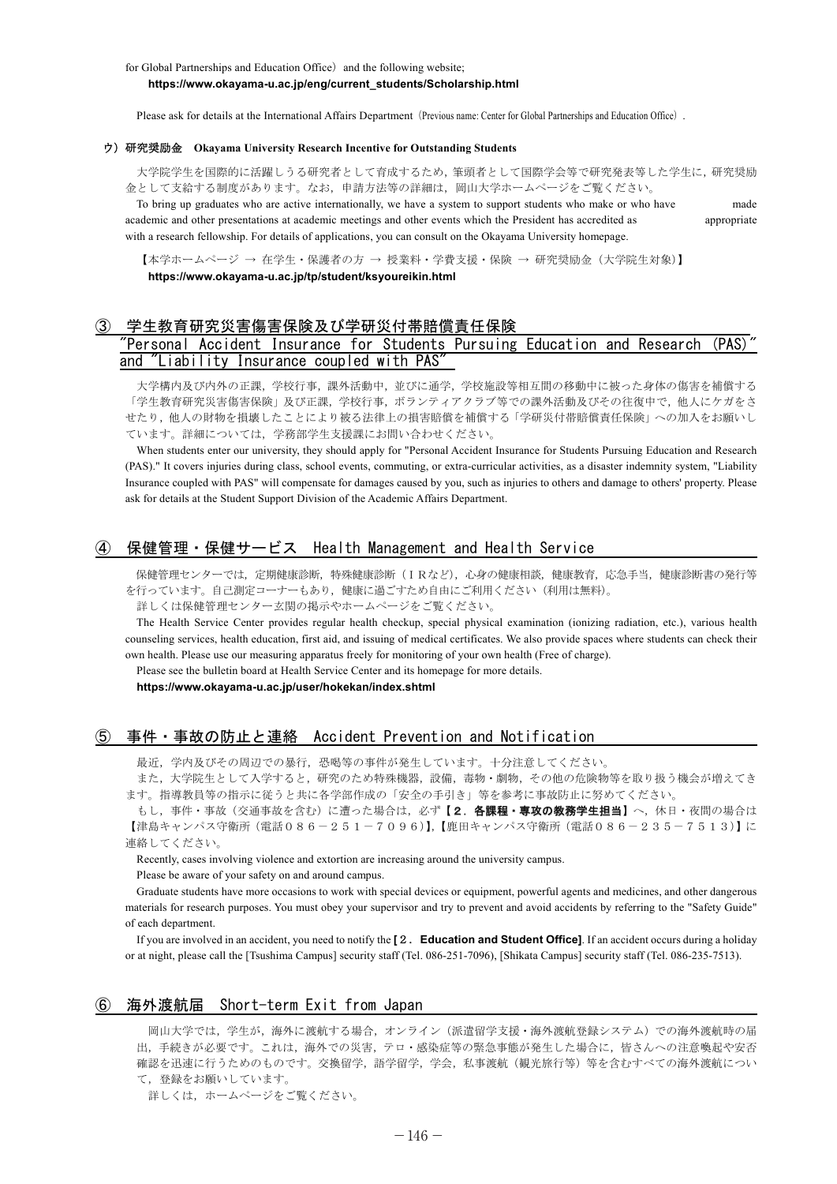for Global Partnerships and Education Office) and the following website;
**https://www.okayama-u.ac.jp/eng/current_students/Scholarship.html**

Please ask for details at the International Affairs Department（Previous name: Center for Global Partnerships and Education Office）.

#### ウ）研究奨励金　Okayama University Research Incentive for Outstanding Students

大学院学生を国際的に活躍しうる研究者として育成するため，筆頭者として国際学会等で研究発表等した学生に，研究奨励金として支給する制度があります。なお，申請方法等の詳細は，岡山大学ホームページをご覧ください。

To bring up graduates who are active internationally, we have a system to support students who make or who have made academic and other presentations at academic meetings and other events which the President has accredited as appropriate with a research fellowship. For details of applications, you can consult on the Okayama University homepage.

【本学ホームページ → 在学生・保護者の方 → 授業料・学費支援・保険 → 研究奨励金（大学院生対象）】
**https://www.okayama-u.ac.jp/tp/student/ksyoureikin.html**

## ③　学生教育研究災害傷害保険及び学研災付帯賠償責任保険 "Personal Accident Insurance for Students Pursuing Education and Research (PAS)" and "Liability Insurance coupled with PAS"

大学構内及び内外の正課，学校行事，課外活動中，並びに通学，学校施設等相互間の移動中に被った身体の傷害を補償する「学生教育研究災害傷害保険」及び正課，学校行事，ボランティアクラブ等での課外活動及びその往復中で，他人にケガをさせたり，他人の財物を損壊したことにより被る法律上の損害賠償を補償する「学研災付帯賠償責任保険」への加入をお願いしています。詳細については，学務部学生支援課にお問い合わせください。

When students enter our university, they should apply for "Personal Accident Insurance for Students Pursuing Education and Research (PAS)." It covers injuries during class, school events, commuting, or extra-curricular activities, as a disaster indemnity system, "Liability Insurance coupled with PAS" will compensate for damages caused by you, such as injuries to others and damage to others' property. Please ask for details at the Student Support Division of the Academic Affairs Department.

## ④　保健管理・保健サービス　Health Management and Health Service

保健管理センターでは，定期健康診断，特殊健康診断（ＩＲなど），心身の健康相談，健康教育，応急手当，健康診断書の発行等を行っています。自己測定コーナーもあり，健康に過ごすため自由にご利用ください（利用は無料）。

詳しくは保健管理センター玄関の掲示やホームページをご覧ください。

The Health Service Center provides regular health checkup, special physical examination (ionizing radiation, etc.), various health counseling services, health education, first aid, and issuing of medical certificates. We also provide spaces where students can check their own health. Please use our measuring apparatus freely for monitoring of your own health (Free of charge).

Please see the bulletin board at Health Service Center and its homepage for more details.

**https://www.okayama-u.ac.jp/user/hokekan/index.shtml**

## ⑤　事件・事故の防止と連絡　Accident Prevention and Notification

最近，学内及びその周辺での暴行，恐喝等の事件が発生しています。十分注意してください。

また，大学院生として入学すると，研究のため特殊機器，設備，毒物・劇物，その他の危険物等を取り扱う機会が増えてきます。指導教員等の指示に従うと共に各学部作成の「安全の手引き」等を参考に事故防止に努めてください。

もし，事件・事故（交通事故を含む）に遭った場合は，必ず**【２．各課程・専攻の教務学生担当】**へ，休日・夜間の場合は【津島キャンパス守衛所（電話０８６－２５１－７０９６）】,【鹿田キャンパス守衛所（電話０８６－２３５－７５１３）】に連絡してください。

Recently, cases involving violence and extortion are increasing around the university campus.

Please be aware of your safety on and around campus.

Graduate students have more occasions to work with special devices or equipment, powerful agents and medicines, and other dangerous materials for research purposes. You must obey your supervisor and try to prevent and avoid accidents by referring to the "Safety Guide" of each department.

If you are involved in an accident, you need to notify the **[２．Education and Student Office]**. If an accident occurs during a holiday or at night, please call the [Tsushima Campus] security staff (Tel. 086-251-7096), [Shikata Campus] security staff (Tel. 086-235-7513).

## ⑥　海外渡航届　Short-term Exit from Japan

岡山大学では，学生が，海外に渡航する場合，オンライン（派遣留学支援・海外渡航登録システム）での海外渡航時の届出，手続きが必要です。これは，海外での災害，テロ・感染症等の緊急事態が発生した場合に，皆さんへの注意喚起や安否確認を迅速に行うためのものです。交換留学，語学留学，学会，私事渡航（観光旅行等）等を含むすべての海外渡航について，登録をお願いしています。

詳しくは，ホームページをご覧ください。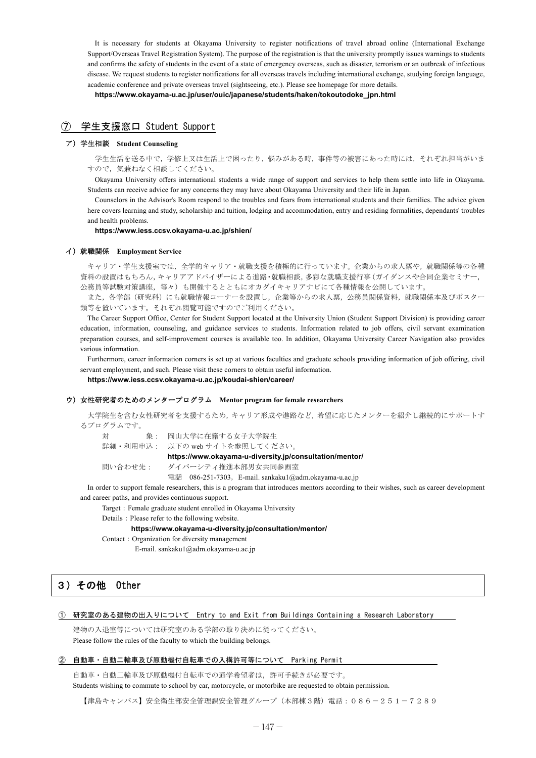It is necessary for students at Okayama University to register notifications of travel abroad online (International Exchange Support/Overseas Travel Registration System). The purpose of the registration is that the university promptly issues warnings to students and confirms the safety of students in the event of a state of emergency overseas, such as disaster, terrorism or an outbreak of infectious disease. We request students to register notifications for all overseas travels including international exchange, studying foreign language, academic conference and private overseas travel (sightseeing, etc.). Please see homepage for more details.

**https://www.okayama-u.ac.jp/user/ouic/japanese/students/haken/tokoutodoke_jpn.html**

## ⑦ 学生支援窓口 Student Support

### ア）学生相談　Student Counseling

学生生活を送る中で，学修上又は生活上で困ったり，悩みがある時，事件等の被害にあった時には，それぞれ担当がいますので，気兼ねなく相談してください。

Okayama University offers international students a wide range of support and services to help them settle into life in Okayama. Students can receive advice for any concerns they may have about Okayama University and their life in Japan.

Counselors in the Advisor's Room respond to the troubles and fears from international students and their families. The advice given here covers learning and study, scholarship and tuition, lodging and accommodation, entry and residing formalities, dependants' troubles and health problems.

**https://www.iess.ccsv.okayama-u.ac.jp/shien/**

### イ）就職関係　Employment Service

キャリア・学生支援室では，全学的キャリア・就職支援を積極的に行っています。企業からの求人票や，就職関係等の各種資料の設置はもちろん，キャリアアドバイザーによる進路・就職相談，多彩な就職支援行事（ガイダンスや合同企業セミナー，公務員等試験対策講座，等々）も開催するとともにオカダイキャリアナビにて各種情報を公開しています。

また，各学部（研究科）にも就職情報コーナーを設置し，企業等からの求人票，公務員関係資料，就職関係本及びポスター類等を置いています。それぞれ閲覧可能ですのでご利用ください。

The Career Support Office, Center for Student Support located at the University Union (Student Support Division) is providing career education, information, counseling, and guidance services to students. Information related to job offers, civil servant examination preparation courses, and self-improvement courses is available too. In addition, Okayama University Career Navigation also provides various information.

Furthermore, career information corners is set up at various faculties and graduate schools providing information of job offering, civil servant employment, and such. Please visit these corners to obtain useful information.

**https://www.iess.ccsv.okayama-u.ac.jp/koudai-shien/career/**

### ウ）女性研究者のためのメンタープログラム　Mentor program for female researchers

大学院生を含む女性研究者を支援するため，キャリア形成や進路など，希望に応じたメンターを紹介し継続的にサポートするプログラムです。

対　　　象：　岡山大学に在籍する女子大学院生
詳細・利用申込：　以下の web サイトを参照してください。
**https://www.okayama-u-diversity.jp/consultation/mentor/**
問い合わせ先：　ダイバーシティ推進本部男女共同参画室
電話　086-251-7303，E-mail. sankaku1@adm.okayama-u.ac.jp

In order to support female researchers, this is a program that introduces mentors according to their wishes, such as career development and career paths, and provides continuous support.

Target：Female graduate student enrolled in Okayama University
Details：Please refer to the following website.
**https://www.okayama-u-diversity.jp/consultation/mentor/**
Contact：Organization for diversity management
E-mail. sankaku1@adm.okayama-u.ac.jp

# 3）その他　Other

## ① 研究室のある建物の出入りについて　Entry to and Exit from Buildings Containing a Research Laboratory

建物の入退室等については研究室のある学部の取り決めに従ってください。
Please follow the rules of the faculty to which the building belongs.

## ② 自動車・自動二輪車及び原動機付自転車での入構許可等について　Parking Permit

自動車・自動二輪車及び原動機付自転車での通学希望者は，許可手続きが必要です。
Students wishing to commute to school by car, motorcycle, or motorbike are requested to obtain permission.

【津島キャンパス】安全衛生部安全管理課安全管理グループ（本部棟3階）電話：０８６－２５１－７２８９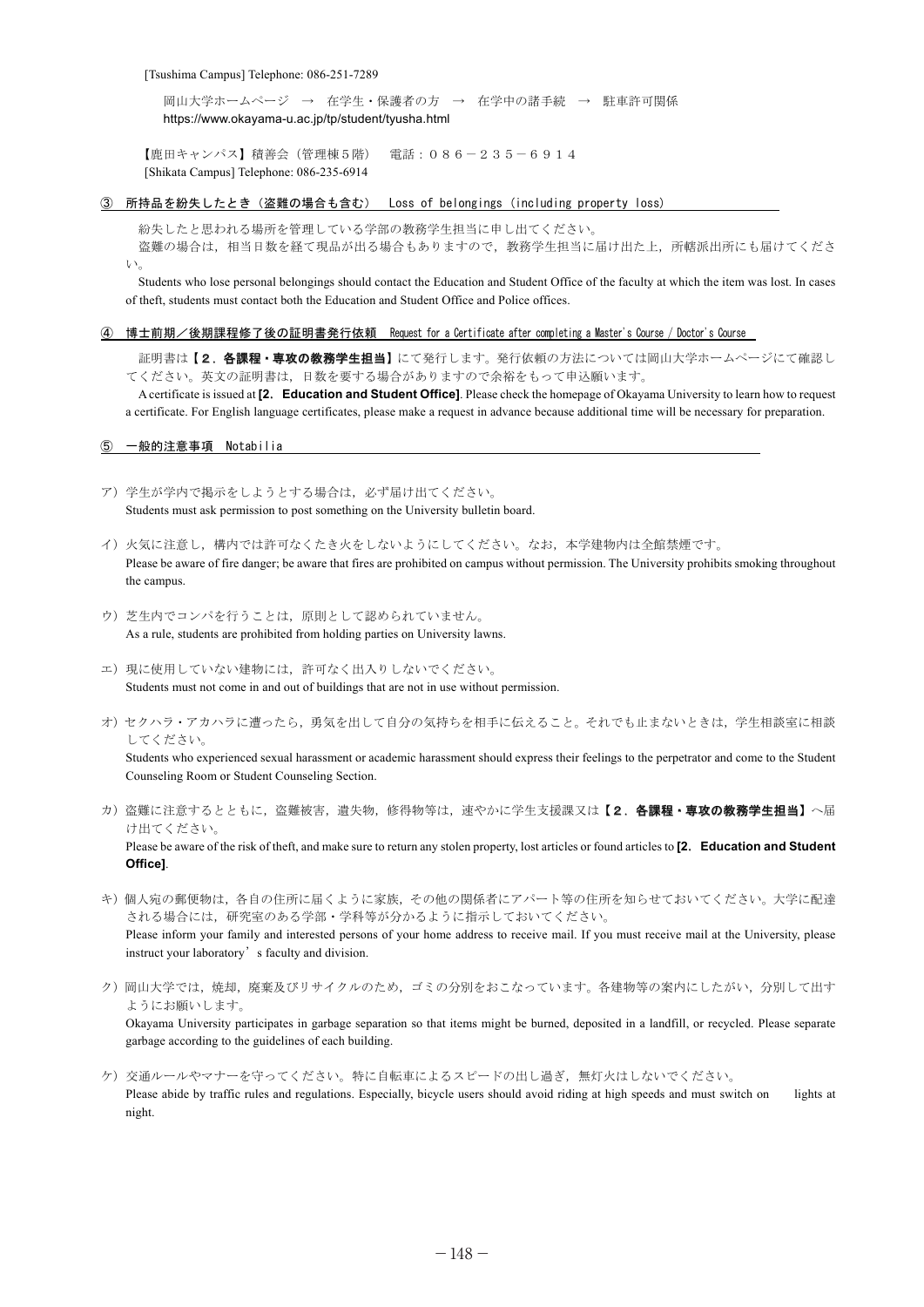[Tsushima Campus] Telephone: 086-251-7289

岡山大学ホームページ → 在学生・保護者の方 → 在学中の諸手続 → 駐車許可関係
https://www.okayama-u.ac.jp/tp/student/tyusha.html

【鹿田キャンパス】積善会（管理棟５階） 電話：０８６－２３５－６９１４
[Shikata Campus] Telephone: 086-235-6914

### ③ 所持品を紛失したとき（盗難の場合も含む） Loss of belongings (including property loss)

紛失したと思われる場所を管理している学部の教務学生担当に申し出てください。
盗難の場合は，相当日数を経て現品が出る場合もありますので，教務学生担当に届け出た上，所轄派出所にも届けてください。

Students who lose personal belongings should contact the Education and Student Office of the faculty at which the item was lost. In cases of theft, students must contact both the Education and Student Office and Police offices.

### ④ 博士前期／後期課程修了後の証明書発行依頼 Request for a Certificate after completing a Master's Course / Doctor's Course

証明書は**【２．各課程・専攻の教務学生担当】**にて発行します。発行依頼の方法については岡山大学ホームページにて確認してください。英文の証明書は，日数を要する場合がありますので余裕をもって申込願います。

A certificate is issued at **[2. Education and Student Office]**. Please check the homepage of Okayama University to learn how to request a certificate. For English language certificates, please make a request in advance because additional time will be necessary for preparation.

### ⑤ 一般的注意事項 Notabilia

ア）学生が学内で掲示をしようとする場合は，必ず届け出てください。
Students must ask permission to post something on the University bulletin board.

イ）火気に注意し，構内では許可なくたき火をしないようにしてください。なお，本学建物内は全館禁煙です。
Please be aware of fire danger; be aware that fires are prohibited on campus without permission. The University prohibits smoking throughout the campus.

ウ）芝生内でコンパを行うことは，原則として認められていません。
As a rule, students are prohibited from holding parties on University lawns.

エ）現に使用していない建物には，許可なく出入りしないでください。
Students must not come in and out of buildings that are not in use without permission.

オ）セクハラ・アカハラに遭ったら，勇気を出して自分の気持ちを相手に伝えること。それでも止まないときは，学生相談室に相談してください。
Students who experienced sexual harassment or academic harassment should express their feelings to the perpetrator and come to the Student Counseling Room or Student Counseling Section.

カ）盗難に注意するとともに，盗難被害，遺失物，修得物等は，速やかに学生支援課又は**【２．各課程・専攻の教務学生担当】**へ届け出てください。
Please be aware of the risk of theft, and make sure to return any stolen property, lost articles or found articles to **[2. Education and Student Office]**.

キ）個人宛の郵便物は，各自の住所に届くように家族，その他の関係者にアパート等の住所を知らせておいてください。大学に配達される場合には，研究室のある学部・学科等が分かるように指示しておいてください。
Please inform your family and interested persons of your home address to receive mail. If you must receive mail at the University, please instruct your laboratory's faculty and division.

ク）岡山大学では，焼却，廃棄及びリサイクルのため，ゴミの分別をおこなっています。各建物等の案内にしたがい，分別して出すようにお願いします。
Okayama University participates in garbage separation so that items might be burned, deposited in a landfill, or recycled. Please separate garbage according to the guidelines of each building.

ケ）交通ルールやマナーを守ってください。特に自転車によるスピードの出し過ぎ，無灯火はしないでください。
Please abide by traffic rules and regulations. Especially, bicycle users should avoid riding at high speeds and must switch on lights at night.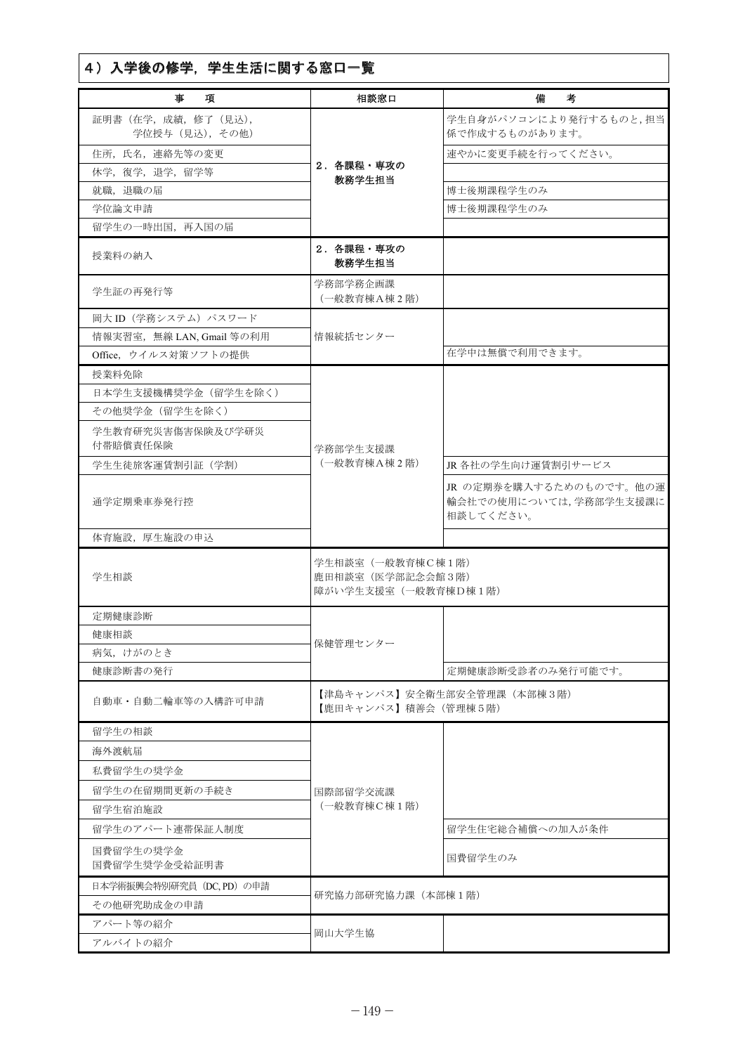## 4）入学後の修学，学生生活に関する窓口一覧

| 事　　項 | 相談窓口 | 備　　考 |
|---|---|---|
| 証明書（在学，成績，修了（見込），学位授与（見込），その他） | **2．各課程・専攻の教務学生担当** | 学生自身がパソコンにより発行するものと，担当係で作成するものがあります。 |
| 住所，氏名，連絡先等の変更 | | 速やかに変更手続を行ってください。 |
| 休学，復学，退学，留学等 | | |
| 就職，退職の届 | | 博士後期課程学生のみ |
| 学位論文申請 | | 博士後期課程学生のみ |
| 留学生の一時出国，再入国の届 | | |
| 授業料の納入 | **2．各課程・専攻の教務学生担当** | |
| 学生証の再発行等 | 学務部学務企画課（一般教育棟A棟2階） | |
| 岡大ID（学務システム）パスワード | 情報統括センター | |
| 情報実習室，無線LAN, Gmail等の利用 | | |
| Office，ウイルス対策ソフトの提供 | | 在学中は無償で利用できます。 |
| 授業料免除 | 学務部学生支援課（一般教育棟A棟2階） | |
| 日本学生支援機構奨学金（留学生を除く） | | |
| その他奨学金（留学生を除く） | | |
| 学生教育研究災害傷害保険及び学研災付帯賠償責任保険 | | |
| 学生生徒旅客運賃割引証（学割） | | JR各社の学生向け運賃割引サービス |
| 通学定期乗車券発行控 | | JRの定期券を購入するためのものです。他の運輸会社での使用については，学務部学生支援課に相談してください。 |
| 体育施設，厚生施設の申込 | | |
| 学生相談 | 学生相談室（一般教育棟C棟1階）<br>鹿田相談室（医学部記念会館3階）<br>障がい学生支援室（一般教育棟D棟1階） | |
| 定期健康診断 | 保健管理センター | |
| 健康相談 | | |
| 病気，けがのとき | | |
| 健康診断書の発行 | | 定期健康診断受診者のみ発行可能です。 |
| 自動車・自動二輪車等の入構許可申請 | 【津島キャンパス】安全衛生部安全管理課（本部棟3階）<br>【鹿田キャンパス】積善会（管理棟5階） | |
| 留学生の相談 | 国際部留学交流課（一般教育棟C棟1階） | |
| 海外渡航届 | | |
| 私費留学生の奨学金 | | |
| 留学生の在留期間更新の手続き | | |
| 留学生宿泊施設 | | |
| 留学生のアパート連帯保証人制度 | | 留学生住宅総合補償への加入が条件 |
| 国費留学生の奨学金<br>国費留学生奨学金受給証明書 | | 国費留学生のみ |
| 日本学術振興会特別研究員（DC, PD）の申請 | 研究協力部研究協力課（本部棟1階） | |
| その他研究助成金の申請 | | |
| アパート等の紹介 | 岡山大学生協 | |
| アルバイトの紹介 | | |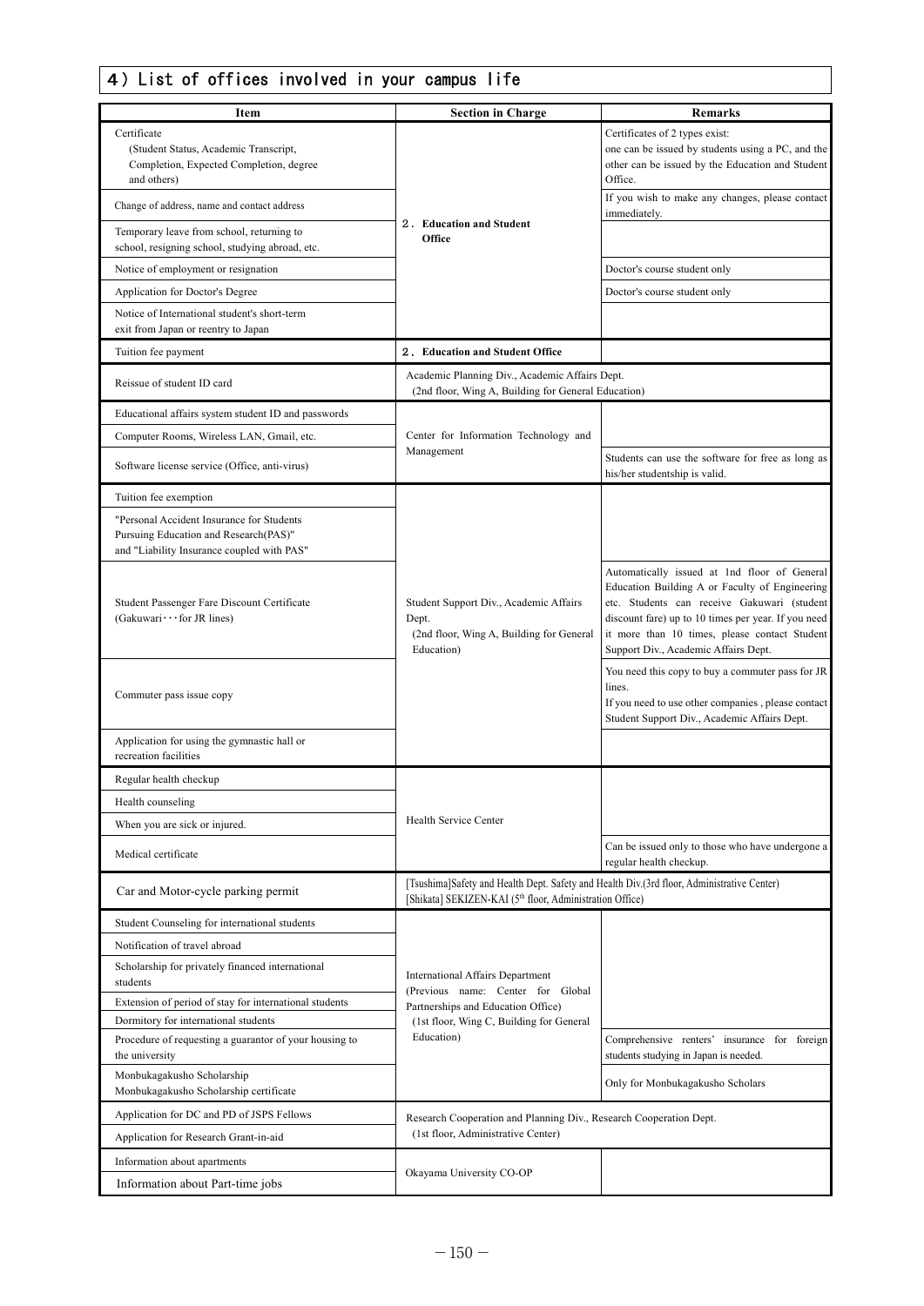## 4) List of offices involved in your campus life

| Item | Section in Charge | Remarks |
|---|---|---|
| Certificate (Student Status, Academic Transcript, Completion, Expected Completion, degree and others) | 2. **Education and Student Office** | Certificates of 2 types exist: one can be issued by students using a PC, and the other can be issued by the Education and Student Office. |
| Change of address, name and contact address | | If you wish to make any changes, please contact immediately. |
| Temporary leave from school, returning to school, resigning school, studying abroad, etc. | | |
| Notice of employment or resignation | | Doctor's course student only |
| Application for Doctor's Degree | | Doctor's course student only |
| Notice of International student's short-term exit from Japan or reentry to Japan | | |
| Tuition fee payment | 2. **Education and Student Office** | |
| Reissue of student ID card | Academic Planning Div., Academic Affairs Dept. (2nd floor, Wing A, Building for General Education) | |
| Educational affairs system student ID and passwords | Center for Information Technology and Management | |
| Computer Rooms, Wireless LAN, Gmail, etc. | | |
| Software license service (Office, anti-virus) | | Students can use the software for free as long as his/her studentship is valid. |
| Tuition fee exemption | Student Support Div., Academic Affairs Dept. (2nd floor, Wing A, Building for General Education) | |
| "Personal Accident Insurance for Students Pursuing Education and Research(PAS)" and "Liability Insurance coupled with PAS" | | |
| Student Passenger Fare Discount Certificate (Gakuwari・・・for JR lines) | | Automatically issued at 1nd floor of General Education Building A or Faculty of Engineering etc. Students can receive Gakuwari (student discount fare) up to 10 times per year. If you need it more than 10 times, please contact Student Support Div., Academic Affairs Dept. |
| Commuter pass issue copy | | You need this copy to buy a commuter pass for JR lines. If you need to use other companies , please contact Student Support Div., Academic Affairs Dept. |
| Application for using the gymnastic hall or recreation facilities | | |
| Regular health checkup | Health Service Center | |
| Health counseling | | |
| When you are sick or injured. | | |
| Medical certificate | | Can be issued only to those who have undergone a regular health checkup. |
| Car and Motor-cycle parking permit | [Tsushima]Safety and Health Dept. Safety and Health Div.(3rd floor, Administrative Center) [Shikata] SEKIZEN-KAI (5th floor, Administration Office) | |
| Student Counseling for international students | International Affairs Department (Previous name: Center for Global Partnerships and Education Office) (1st floor, Wing C, Building for General Education) | |
| Notification of travel abroad | | |
| Scholarship for privately financed international students | | |
| Extension of period of stay for international students | | |
| Dormitory for international students | | |
| Procedure of requesting a guarantor of your housing to the university | | Comprehensive renters' insurance for foreign students studying in Japan is needed. |
| Monbukagakusho Scholarship Monbukagakusho Scholarship certificate | | Only for Monbukagakusho Scholars |
| Application for DC and PD of JSPS Fellows | Research Cooperation and Planning Div., Research Cooperation Dept. (1st floor, Administrative Center) | |
| Application for Research Grant-in-aid | | |
| Information about apartments | Okayama University CO-OP | |
| Information about Part-time jobs | | |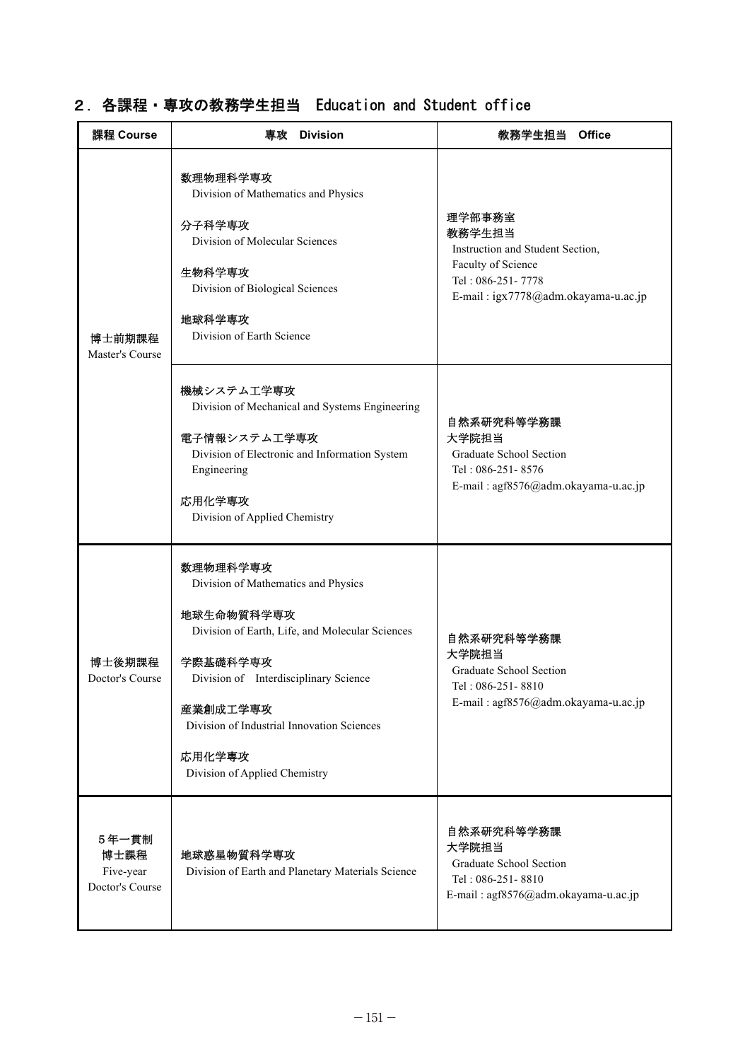## ２．各課程・専攻の教務学生担当　Education and Student office

| 課程 Course | 専攻　Division | 教務学生担当　Office |
|---|---|---|
| 博士前期課程<br>Master's Course | 数理物理科学専攻<br>Division of Mathematics and Physics<br><br>分子科学専攻<br>Division of Molecular Sciences<br><br>生物科学専攻<br>Division of Biological Sciences<br><br>地球科学専攻<br>Division of Earth Science | 理学部事務室<br>教務学生担当<br>Instruction and Student Section,<br>Faculty of Science<br>Tel : 086-251- 7778<br>E-mail : igx7778@adm.okayama-u.ac.jp |
| | 機械システム工学専攻<br>Division of Mechanical and Systems Engineering<br><br>電子情報システム工学専攻<br>Division of Electronic and Information System Engineering<br><br>応用化学専攻<br>Division of Applied Chemistry | 自然系研究科等学務課<br>大学院担当<br>Graduate School Section<br>Tel : 086-251- 8576<br>E-mail : agf8576@adm.okayama-u.ac.jp |
| 博士後期課程<br>Doctor's Course | 数理物理科学専攻<br>Division of Mathematics and Physics<br><br>地球生命物質科学専攻<br>Division of Earth, Life, and Molecular Sciences<br><br>学際基礎科学専攻<br>Division of　Interdisciplinary Science<br><br>産業創成工学専攻<br>Division of Industrial Innovation Sciences<br><br>応用化学専攻<br>Division of Applied Chemistry | 自然系研究科等学務課<br>大学院担当<br>Graduate School Section<br>Tel : 086-251- 8810<br>E-mail : agf8576@adm.okayama-u.ac.jp |
| ５年一貫制<br>博士課程<br>Five-year<br>Doctor's Course | 地球惑星物質科学専攻<br>Division of Earth and Planetary Materials Science | 自然系研究科等学務課<br>大学院担当<br>Graduate School Section<br>Tel : 086-251- 8810<br>E-mail : agf8576@adm.okayama-u.ac.jp |